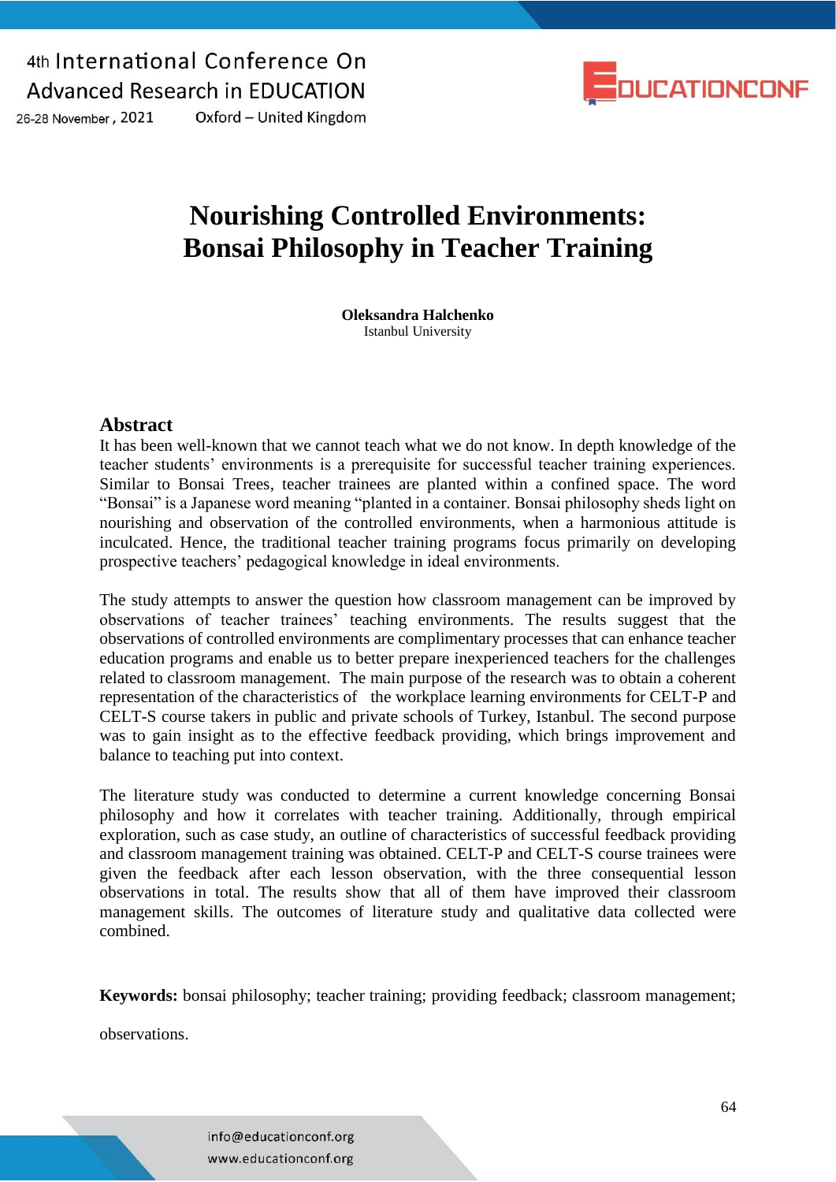# Nourishing Controlled Environments: Bonsai Philosophy in Teacher Training

**Oleksandra Halchenko**
Istanbul University

## Abstract

It has been well-known that we cannot teach what we do not know. In depth knowledge of the teacher students' environments is a prerequisite for successful teacher training experiences. Similar to Bonsai Trees, teacher trainees are planted within a confined space. The word "Bonsai" is a Japanese word meaning "planted in a container. Bonsai philosophy sheds light on nourishing and observation of the controlled environments, when a harmonious attitude is inculcated. Hence, the traditional teacher training programs focus primarily on developing prospective teachers' pedagogical knowledge in ideal environments.

The study attempts to answer the question how classroom management can be improved by observations of teacher trainees' teaching environments. The results suggest that the observations of controlled environments are complimentary processes that can enhance teacher education programs and enable us to better prepare inexperienced teachers for the challenges related to classroom management. The main purpose of the research was to obtain a coherent representation of the characteristics of the workplace learning environments for CELT-P and CELT-S course takers in public and private schools of Turkey, Istanbul. The second purpose was to gain insight as to the effective feedback providing, which brings improvement and balance to teaching put into context.

The literature study was conducted to determine a current knowledge concerning Bonsai philosophy and how it correlates with teacher training. Additionally, through empirical exploration, such as case study, an outline of characteristics of successful feedback providing and classroom management training was obtained. CELT-P and CELT-S course trainees were given the feedback after each lesson observation, with the three consequential lesson observations in total. The results show that all of them have improved their classroom management skills. The outcomes of literature study and qualitative data collected were combined.

**Keywords:** bonsai philosophy; teacher training; providing feedback; classroom management; observations.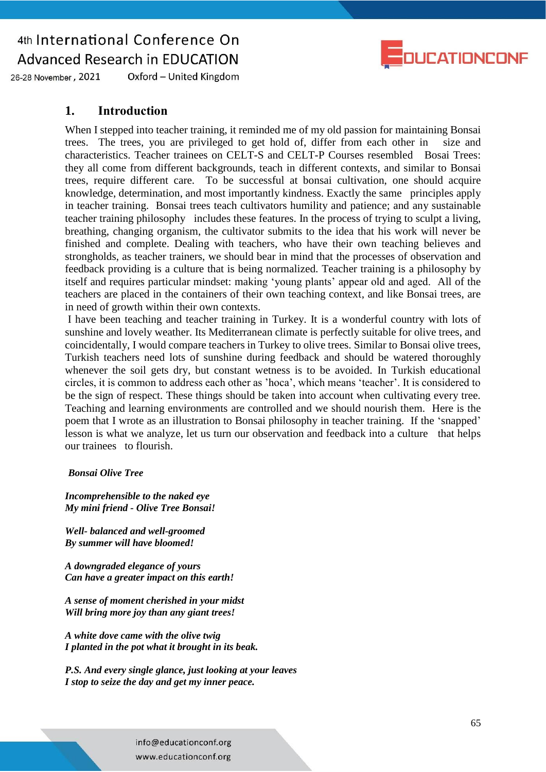## 1. Introduction

When I stepped into teacher training, it reminded me of my old passion for maintaining Bonsai trees. The trees, you are privileged to get hold of, differ from each other in size and characteristics. Teacher trainees on CELT-S and CELT-P Courses resembled Bosai Trees: they all come from different backgrounds, teach in different contexts, and similar to Bonsai trees, require different care. To be successful at bonsai cultivation, one should acquire knowledge, determination, and most importantly kindness. Exactly the same principles apply in teacher training. Bonsai trees teach cultivators humility and patience; and any sustainable teacher training philosophy includes these features. In the process of trying to sculpt a living, breathing, changing organism, the cultivator submits to the idea that his work will never be finished and complete. Dealing with teachers, who have their own teaching believes and strongholds, as teacher trainers, we should bear in mind that the processes of observation and feedback providing is a culture that is being normalized. Teacher training is a philosophy by itself and requires particular mindset: making 'young plants' appear old and aged. All of the teachers are placed in the containers of their own teaching context, and like Bonsai trees, are in need of growth within their own contexts.

I have been teaching and teacher training in Turkey. It is a wonderful country with lots of sunshine and lovely weather. Its Mediterranean climate is perfectly suitable for olive trees, and coincidentally, I would compare teachers in Turkey to olive trees. Similar to Bonsai olive trees, Turkish teachers need lots of sunshine during feedback and should be watered thoroughly whenever the soil gets dry, but constant wetness is to be avoided. In Turkish educational circles, it is common to address each other as 'hoca', which means 'teacher'. It is considered to be the sign of respect. These things should be taken into account when cultivating every tree. Teaching and learning environments are controlled and we should nourish them. Here is the poem that I wrote as an illustration to Bonsai philosophy in teacher training. If the 'snapped' lesson is what we analyze, let us turn our observation and feedback into a culture that helps our trainees to flourish.

***Bonsai Olive Tree***

***Incomprehensible to the naked eye***
***My mini friend - Olive Tree Bonsai!***

***Well- balanced and well-groomed***
***By summer will have bloomed!***

***A downgraded elegance of yours***
***Can have a greater impact on this earth!***

***A sense of moment cherished in your midst***
***Will bring more joy than any giant trees!***

***A white dove came with the olive twig***
***I planted in the pot what it brought in its beak.***

***P.S. And every single glance, just looking at your leaves***
***I stop to seize the day and get my inner peace.***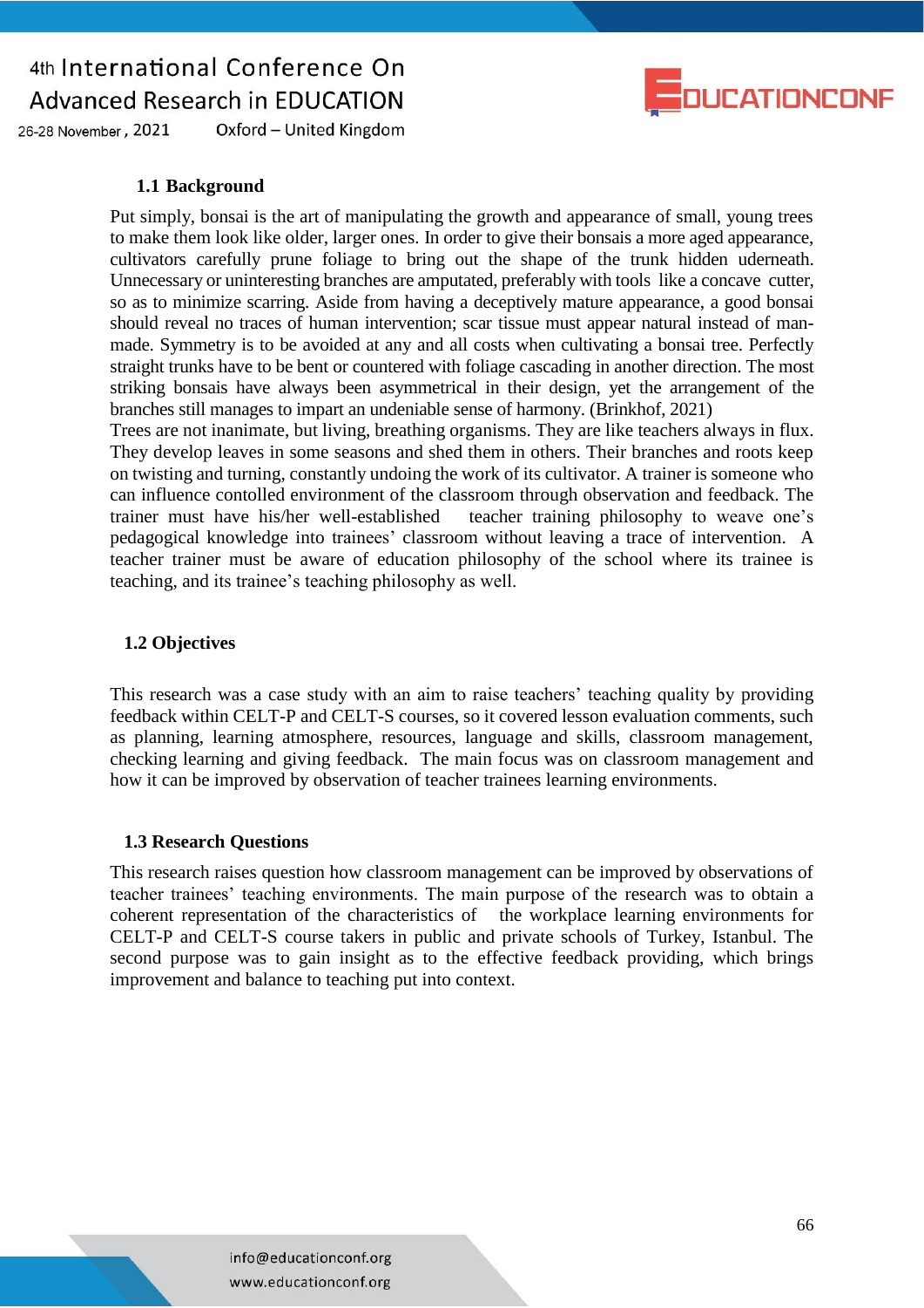### 1.1 Background

Put simply, bonsai is the art of manipulating the growth and appearance of small, young trees to make them look like older, larger ones. In order to give their bonsais a more aged appearance, cultivators carefully prune foliage to bring out the shape of the trunk hidden underneath. Unnecessary or uninteresting branches are amputated, preferably with tools like a concave cutter, so as to minimize scarring. Aside from having a deceptively mature appearance, a good bonsai should reveal no traces of human intervention; scar tissue must appear natural instead of man-made. Symmetry is to be avoided at any and all costs when cultivating a bonsai tree. Perfectly straight trunks have to be bent or countered with foliage cascading in another direction. The most striking bonsais have always been asymmetrical in their design, yet the arrangement of the branches still manages to impart an undeniable sense of harmony. (Brinkhof, 2021)

Trees are not inanimate, but living, breathing organisms. They are like teachers always in flux. They develop leaves in some seasons and shed them in others. Their branches and roots keep on twisting and turning, constantly undoing the work of its cultivator. A trainer is someone who can influence contolled environment of the classroom through observation and feedback. The trainer must have his/her well-established teacher training philosophy to weave one's pedagogical knowledge into trainees' classroom without leaving a trace of intervention. A teacher trainer must be aware of education philosophy of the school where its trainee is teaching, and its trainee's teaching philosophy as well.

### 1.2 Objectives

This research was a case study with an aim to raise teachers' teaching quality by providing feedback within CELT-P and CELT-S courses, so it covered lesson evaluation comments, such as planning, learning atmosphere, resources, language and skills, classroom management, checking learning and giving feedback. The main focus was on classroom management and how it can be improved by observation of teacher trainees learning environments.

### 1.3 Research Questions

This research raises question how classroom management can be improved by observations of teacher trainees' teaching environments. The main purpose of the research was to obtain a coherent representation of the characteristics of the workplace learning environments for CELT-P and CELT-S course takers in public and private schools of Turkey, Istanbul. The second purpose was to gain insight as to the effective feedback providing, which brings improvement and balance to teaching put into context.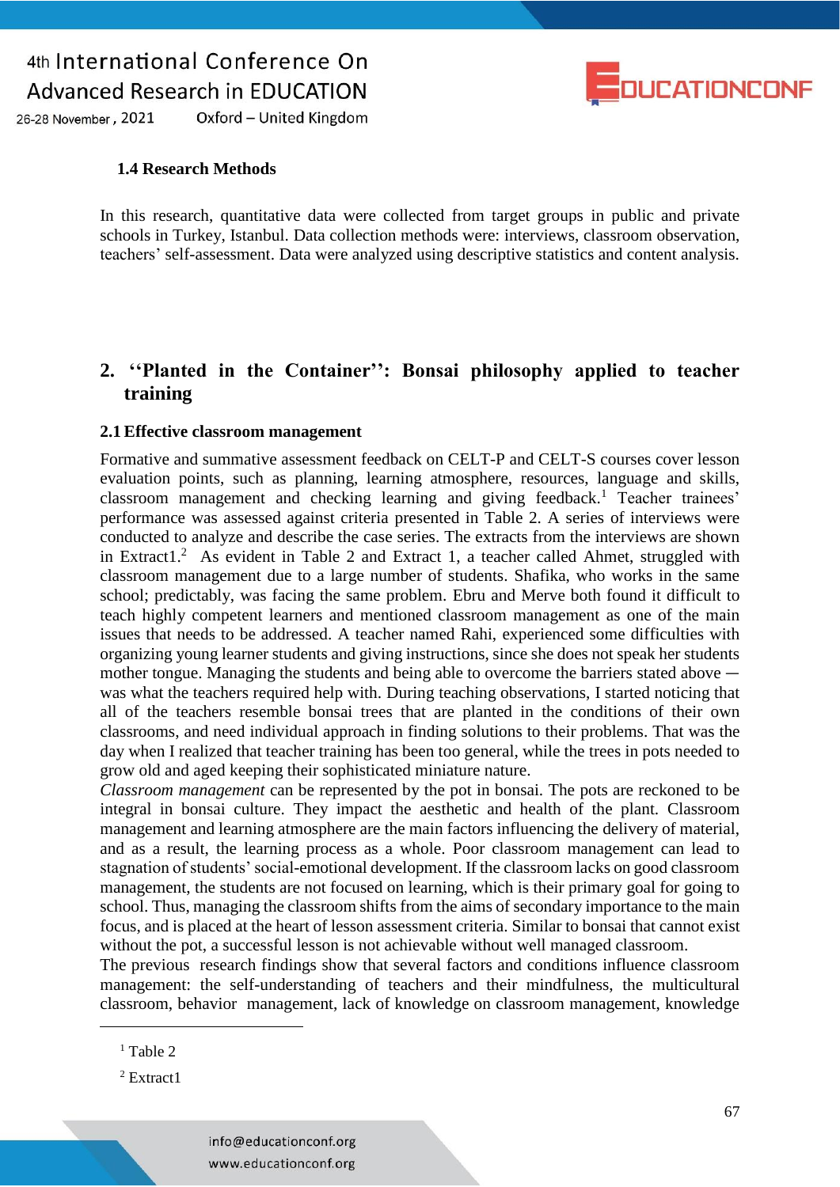### 1.4 Research Methods

In this research, quantitative data were collected from target groups in public and private schools in Turkey, Istanbul. Data collection methods were: interviews, classroom observation, teachers' self-assessment. Data were analyzed using descriptive statistics and content analysis.

## 2. ''Planted in the Container'': Bonsai philosophy applied to teacher training

### 2.1 Effective classroom management

Formative and summative assessment feedback on CELT-P and CELT-S courses cover lesson evaluation points, such as planning, learning atmosphere, resources, language and skills, classroom management and checking learning and giving feedback.[1] Teacher trainees' performance was assessed against criteria presented in Table 2. A series of interviews were conducted to analyze and describe the case series. The extracts from the interviews are shown in Extract1.[2] As evident in Table 2 and Extract 1, a teacher called Ahmet, struggled with classroom management due to a large number of students. Shafika, who works in the same school; predictably, was facing the same problem. Ebru and Merve both found it difficult to teach highly competent learners and mentioned classroom management as one of the main issues that needs to be addressed. A teacher named Rahi, experienced some difficulties with organizing young learner students and giving instructions, since she does not speak her students mother tongue. Managing the students and being able to overcome the barriers stated above — was what the teachers required help with. During teaching observations, I started noticing that all of the teachers resemble bonsai trees that are planted in the conditions of their own classrooms, and need individual approach in finding solutions to their problems. That was the day when I realized that teacher training has been too general, while the trees in pots needed to grow old and aged keeping their sophisticated miniature nature.

*Classroom management* can be represented by the pot in bonsai. The pots are reckoned to be integral in bonsai culture. They impact the aesthetic and health of the plant. Classroom management and learning atmosphere are the main factors influencing the delivery of material, and as a result, the learning process as a whole. Poor classroom management can lead to stagnation of students' social-emotional development. If the classroom lacks on good classroom management, the students are not focused on learning, which is their primary goal for going to school. Thus, managing the classroom shifts from the aims of secondary importance to the main focus, and is placed at the heart of lesson assessment criteria. Similar to bonsai that cannot exist without the pot, a successful lesson is not achievable without well managed classroom.

The previous research findings show that several factors and conditions influence classroom management: the self-understanding of teachers and their mindfulness, the multicultural classroom, behavior management, lack of knowledge on classroom management, knowledge

---

[1] Table 2

[2] Extract1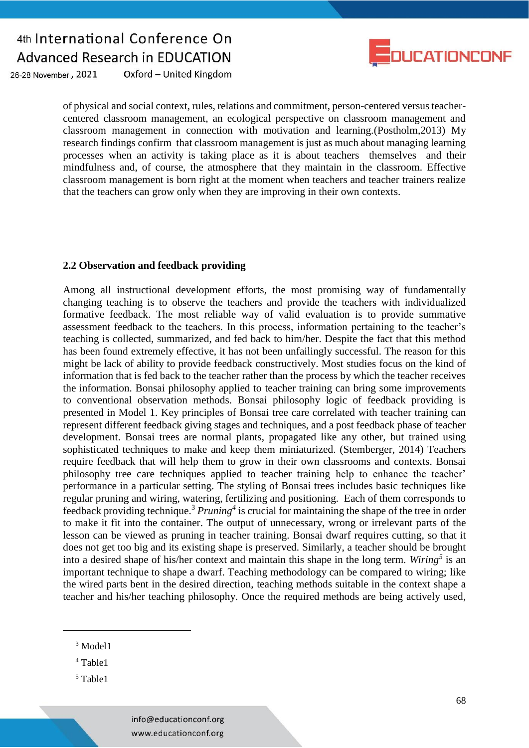of physical and social context, rules, relations and commitment, person-centered versus teacher-centered classroom management, an ecological perspective on classroom management and classroom management in connection with motivation and learning.(Postholm,2013) My research findings confirm that classroom management is just as much about managing learning processes when an activity is taking place as it is about teachers themselves and their mindfulness and, of course, the atmosphere that they maintain in the classroom. Effective classroom management is born right at the moment when teachers and teacher trainers realize that the teachers can grow only when they are improving in their own contexts.

### 2.2 Observation and feedback providing

Among all instructional development efforts, the most promising way of fundamentally changing teaching is to observe the teachers and provide the teachers with individualized formative feedback. The most reliable way of valid evaluation is to provide summative assessment feedback to the teachers. In this process, information pertaining to the teacher's teaching is collected, summarized, and fed back to him/her. Despite the fact that this method has been found extremely effective, it has not been unfailingly successful. The reason for this might be lack of ability to provide feedback constructively. Most studies focus on the kind of information that is fed back to the teacher rather than the process by which the teacher receives the information. Bonsai philosophy applied to teacher training can bring some improvements to conventional observation methods. Bonsai philosophy logic of feedback providing is presented in Model 1. Key principles of Bonsai tree care correlated with teacher training can represent different feedback giving stages and techniques, and a post feedback phase of teacher development. Bonsai trees are normal plants, propagated like any other, but trained using sophisticated techniques to make and keep them miniaturized. (Stemberger, 2014) Teachers require feedback that will help them to grow in their own classrooms and contexts. Bonsai philosophy tree care techniques applied to teacher training help to enhance the teacher' performance in a particular setting. The styling of Bonsai trees includes basic techniques like regular pruning and wiring, watering, fertilizing and positioning. Each of them corresponds to feedback providing technique.[3] *Pruning*[4] is crucial for maintaining the shape of the tree in order to make it fit into the container. The output of unnecessary, wrong or irrelevant parts of the lesson can be viewed as pruning in teacher training. Bonsai dwarf requires cutting, so that it does not get too big and its existing shape is preserved. Similarly, a teacher should be brought into a desired shape of his/her context and maintain this shape in the long term. *Wiring*[5] is an important technique to shape a dwarf. Teaching methodology can be compared to wiring; like the wired parts bent in the desired direction, teaching methods suitable in the context shape a teacher and his/her teaching philosophy. Once the required methods are being actively used,

---

[3] Model1

[4] Table1

[5] Table1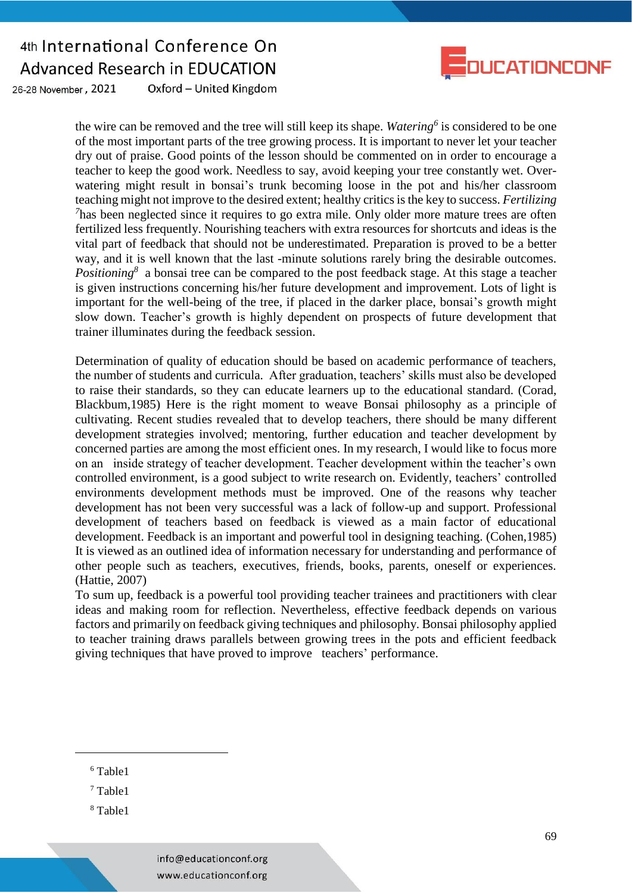the wire can be removed and the tree will still keep its shape. *Watering*[6] is considered to be one of the most important parts of the tree growing process. It is important to never let your teacher dry out of praise. Good points of the lesson should be commented on in order to encourage a teacher to keep the good work. Needless to say, avoid keeping your tree constantly wet. Over-watering might result in bonsai's trunk becoming loose in the pot and his/her classroom teaching might not improve to the desired extent; healthy critics is the key to success. *Fertilizing* [7]has been neglected since it requires to go extra mile. Only older more mature trees are often fertilized less frequently. Nourishing teachers with extra resources for shortcuts and ideas is the vital part of feedback that should not be underestimated. Preparation is proved to be a better way, and it is well known that the last -minute solutions rarely bring the desirable outcomes. *Positioning*[8] a bonsai tree can be compared to the post feedback stage. At this stage a teacher is given instructions concerning his/her future development and improvement. Lots of light is important for the well-being of the tree, if placed in the darker place, bonsai's growth might slow down. Teacher's growth is highly dependent on prospects of future development that trainer illuminates during the feedback session.

Determination of quality of education should be based on academic performance of teachers, the number of students and curricula. After graduation, teachers' skills must also be developed to raise their standards, so they can educate learners up to the educational standard. (Corad, Blackbum,1985) Here is the right moment to weave Bonsai philosophy as a principle of cultivating. Recent studies revealed that to develop teachers, there should be many different development strategies involved; mentoring, further education and teacher development by concerned parties are among the most efficient ones. In my research, I would like to focus more on an inside strategy of teacher development. Teacher development within the teacher's own controlled environment, is a good subject to write research on. Evidently, teachers' controlled environments development methods must be improved. One of the reasons why teacher development has not been very successful was a lack of follow-up and support. Professional development of teachers based on feedback is viewed as a main factor of educational development. Feedback is an important and powerful tool in designing teaching. (Cohen,1985) It is viewed as an outlined idea of information necessary for understanding and performance of other people such as teachers, executives, friends, books, parents, oneself or experiences. (Hattie, 2007)

To sum up, feedback is a powerful tool providing teacher trainees and practitioners with clear ideas and making room for reflection. Nevertheless, effective feedback depends on various factors and primarily on feedback giving techniques and philosophy. Bonsai philosophy applied to teacher training draws parallels between growing trees in the pots and efficient feedback giving techniques that have proved to improve teachers' performance.

---

[6] Table1

[7] Table1

[8] Table1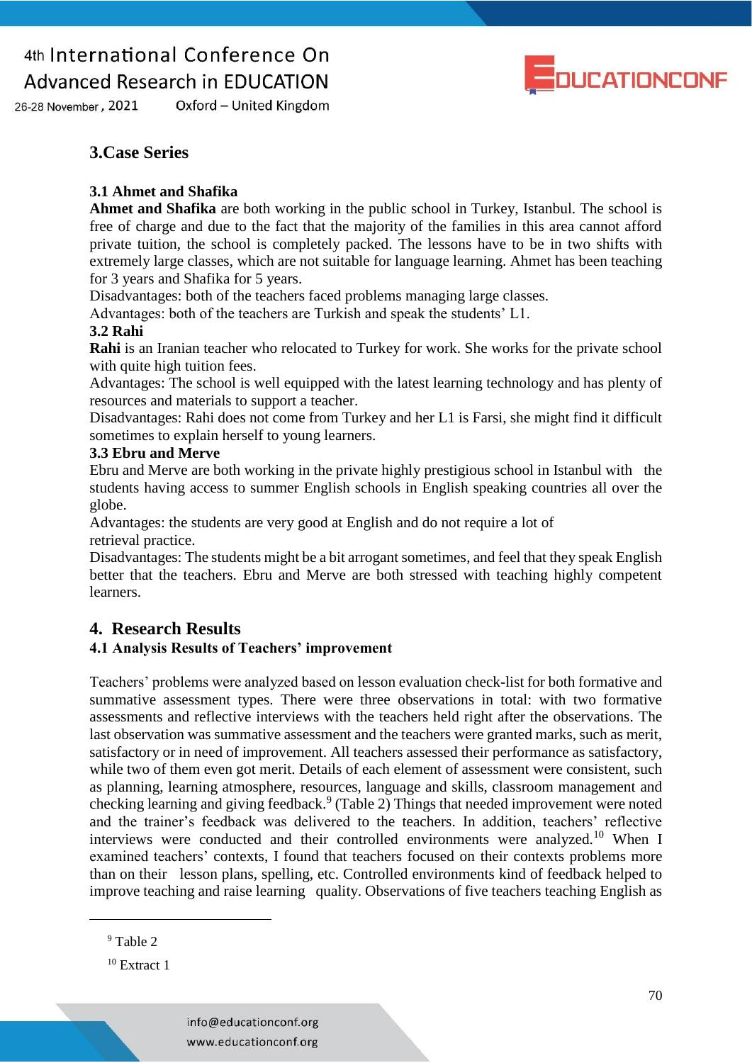## 3. Case Series

### 3.1 Ahmet and Shafika

**Ahmet and Shafika** are both working in the public school in Turkey, Istanbul. The school is free of charge and due to the fact that the majority of the families in this area cannot afford private tuition, the school is completely packed. The lessons have to be in two shifts with extremely large classes, which are not suitable for language learning. Ahmet has been teaching for 3 years and Shafika for 5 years.

Disadvantages: both of the teachers faced problems managing large classes.

Advantages: both of the teachers are Turkish and speak the students' L1.

### 3.2 Rahi

**Rahi** is an Iranian teacher who relocated to Turkey for work. She works for the private school with quite high tuition fees.

Advantages: The school is well equipped with the latest learning technology and has plenty of resources and materials to support a teacher.

Disadvantages: Rahi does not come from Turkey and her L1 is Farsi, she might find it difficult sometimes to explain herself to young learners.

### 3.3 Ebru and Merve

Ebru and Merve are both working in the private highly prestigious school in Istanbul with the students having access to summer English schools in English speaking countries all over the globe.

Advantages: the students are very good at English and do not require a lot of retrieval practice.

Disadvantages: The students might be a bit arrogant sometimes, and feel that they speak English better that the teachers. Ebru and Merve are both stressed with teaching highly competent learners.

## 4. Research Results

### 4.1 Analysis Results of Teachers' improvement

Teachers' problems were analyzed based on lesson evaluation check-list for both formative and summative assessment types. There were three observations in total: with two formative assessments and reflective interviews with the teachers held right after the observations. The last observation was summative assessment and the teachers were granted marks, such as merit, satisfactory or in need of improvement. All teachers assessed their performance as satisfactory, while two of them even got merit. Details of each element of assessment were consistent, such as planning, learning atmosphere, resources, language and skills, classroom management and checking learning and giving feedback.[9] (Table 2) Things that needed improvement were noted and the trainer's feedback was delivered to the teachers. In addition, teachers' reflective interviews were conducted and their controlled environments were analyzed.[10] When I examined teachers' contexts, I found that teachers focused on their contexts problems more than on their lesson plans, spelling, etc. Controlled environments kind of feedback helped to improve teaching and raise learning quality. Observations of five teachers teaching English as

---

[9] Table 2

[10] Extract 1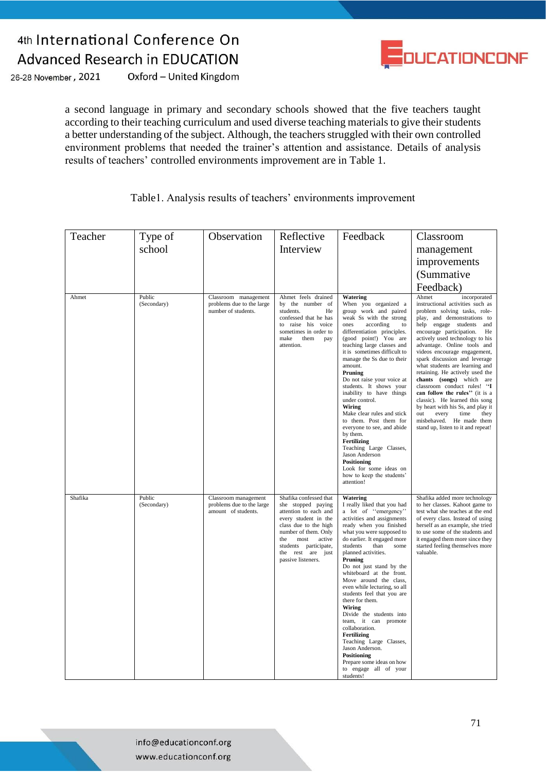a second language in primary and secondary schools showed that the five teachers taught according to their teaching curriculum and used diverse teaching materials to give their students a better understanding of the subject. Although, the teachers struggled with their own controlled environment problems that needed the trainer's attention and assistance. Details of analysis results of teachers' controlled environments improvement are in Table 1.

Table1. Analysis results of teachers' environments improvement

| Teacher | Type of school | Observation | Reflective Interview | Feedback | Classroom management improvements (Summative Feedback) |
|---|---|---|---|---|---|
| Ahmet | Public (Secondary) | Classroom management problems due to the large number of students. | Ahmet feels drained by the number of students. He confessed that he has to raise his voice sometimes in order to make them pay attention. | **Watering** When you organized a group work and paired weak Ss with the strong ones according to differentiation principles. (good point!) You are teaching large classes and it is sometimes difficult to manage the Ss due to their amount. **Pruning** Do not raise your voice at students. It shows your inability to have things under control. **Wiring** Make clear rules and stick to them. Post them for everyone to see, and abide by them. **Fertilizing** Teaching Large Classes, Jason Anderson **Positioning** Look for some ideas on how to keep the students' attention! | Ahmet incorporated instructional activities such as problem solving tasks, role-play, and demonstrations to help engage students and encourage participation. He actively used technology to his advantage. Online tools and videos encourage engagement, spark discussion and leverage what students are learning and retaining. He actively used the **chants (songs)** which are classroom conduct rules! **"I can follow the rules"** (it is a classic). He learned this song by heart with his Ss, and play it out every time they misbehaved. He made them stand up, listen to it and repeat! |
| Shafika | Public (Secondary) | Classroom management problems due to the large amount of students. | Shafika confessed that she stopped paying attention to each and every student in the class due to the high number of them. Only the most active students participate, the rest are just passive listeners. | **Watering** I really liked that you had a lot of "emergency" activities and assignments ready when you finished what you were supposed to do earlier. It engaged more students than some planned activities. **Pruning** Do not just stand by the whiteboard at the front. Move around the class, even while lecturing, so all students feel that you are there for them. **Wiring** Divide the students into team, it can promote collaboration. **Fertilizing** Teaching Large Classes, Jason Anderson. **Positioning** Prepare some ideas on how to engage all of your students! | Shafika added more technology to her classes. Kahoot game to test what she teaches at the end of every class. Instead of using herself as an example, she tried to use some of the students and it engaged them more since they started feeling themselves more valuable. |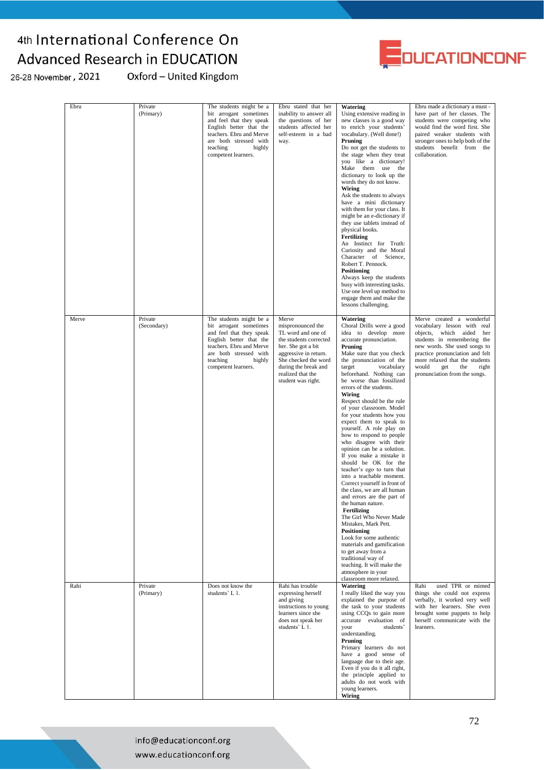| | | | | | |
|---|---|---|---|---|---|
| Ebru | Private (Primary) | The students might be a bit arrogant sometimes and feel that they speak English better that the teachers. Ebru and Merve are both stressed with teaching highly competent learners. | Ebru stated that her inability to answer all the questions of her students affected her self-esteem in a bad way. | **Watering** Using extensive reading in new classes is a good way to enrich your students' vocabulary. (Well done!) **Pruning** Do not get the students to the stage when they treat you like a dictionary! Make them use the dictionary to look up the words they do not know. **Wiring** Ask the students to always have a mini dictionary with them for your class. It might be an e-dictionary if they use tablets instead of physical books. **Fertilizing** An Instinct for Truth: Curiosity and the Moral Character of Science, Robert T. Pennock. **Positioning** Always keep the students busy with interesting tasks. Use one level up method to engage them and make the lessons challenging. | Ebru made a dictionary a must - have part of her classes. The students were competing who would find the word first. She paired weaker students with stronger ones to help both of the students benefit from the collaboration. |
| Merve | Private (Secondary) | The students might be a bit arrogant sometimes and feel that they speak English better that the teachers. Ebru and Merve are both stressed with teaching highly competent learners. | Merve mispronounced the TL word and one of the students corrected her. She got a bit aggressive in return. She checked the word during the break and realized that the student was right. | **Watering** Choral Drills were a good idea to develop more accurate pronunciation. **Pruning** Make sure that you check the pronunciation of the target vocabulary beforehand. Nothing can be worse than fossilized errors of the students. **Wiring** Respect should be the rule of your classroom. Model for your students how you expect them to speak to yourself. A role play on how to respond to people who disagree with their opinion can be a solution. If you make a mistake it should be OK for the teacher's ego to turn that into a teachable moment. Correct yourself in front of the class, we are all human and errors are the part of the human nature. **Fertilizing** The Girl Who Never Made Mistakes, Mark Pett. **Positioning** Look for some authentic materials and gamification to get away from a traditional way of teaching. It will make the atmosphere in your classroom more relaxed. | Merve created a wonderful vocabulary lesson with real objects, which aided her students in remembering the new words. She used songs to practice pronunciation and felt more relaxed that the students would get the right pronunciation from the songs. |
| Rahi | Private (Primary) | Does not know the students' L 1. | Rahi has trouble expressing herself and giving instructions to young learners since she does not speak her students' L 1. | **Watering** I really liked the way you explained the purpose of the task to your students using CCQs to gain more accurate evaluation of your students' understanding. **Pruning** Primary learners do not have a good sense of language due to their age. Even if you do it all right, the principle applied to adults do not work with young learners. **Wiring** | Rahi used TPR or mimed things she could not express verbally, it worked very well with her learners. She even brought some puppets to help herself communicate with the learners. |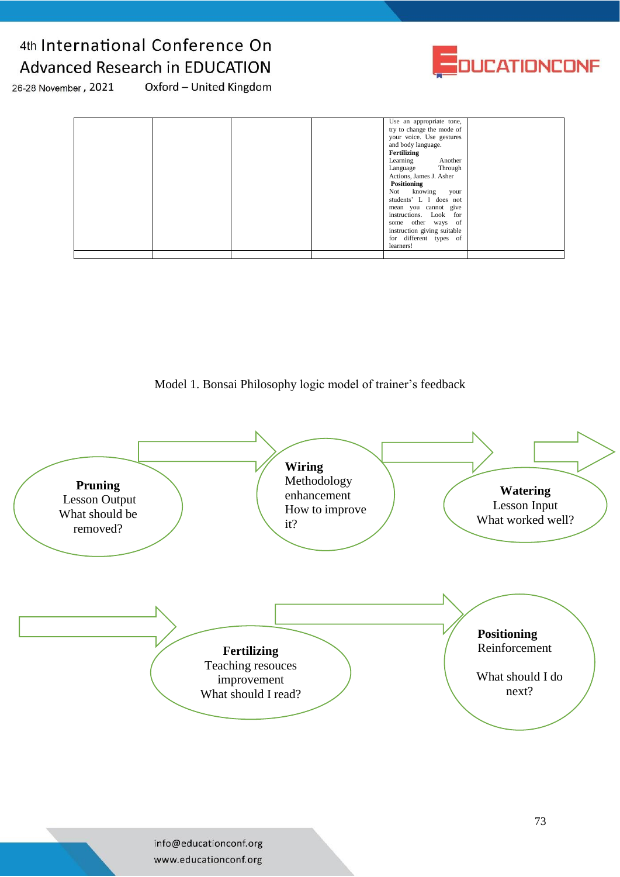|  |  |  |  | Use an appropriate tone, try to change the mode of your voice. Use gestures and body language. **Fertilizing** Learning Another Language Through Actions, James J. Asher **Positioning** Not knowing your students' L 1 does not mean you cannot give instructions. Look for some other ways of instruction giving suitable for different types of learners! |  |
|---|---|---|---|---|---|
|  |  |  |  |  |  |

Model 1. Bonsai Philosophy logic model of trainer's feedback

**Pruning**
Lesson Output
What should be removed?

**Wiring**
Methodology enhancement
How to improve it?

**Watering**
Lesson Input
What worked well?

**Fertilizing**
Teaching resouces improvement
What should I read?

**Positioning**
Reinforcement

What should I do next?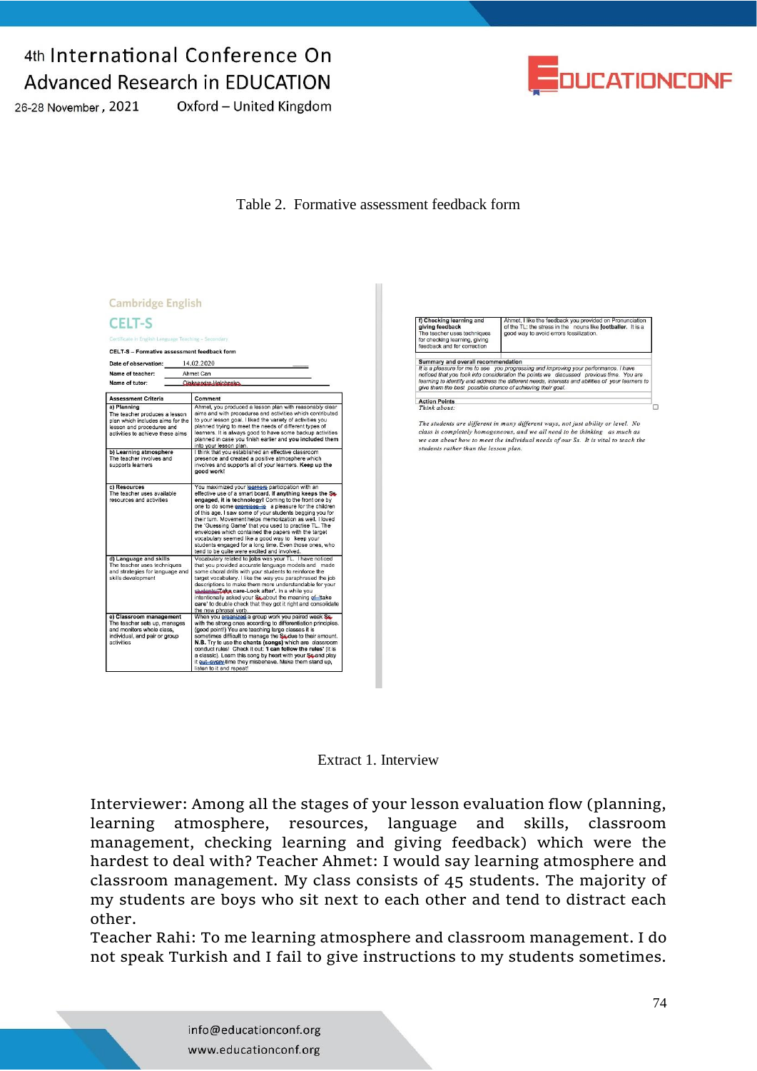Table 2. Formative assessment feedback form

Cambridge English

CELT-S

Certificate in English Language Teaching – Secondary

CELT-S – Formative assessment feedback form

Date of observation: 14.02.2020

Name of teacher: Ahmet Can

Name of tutor: Oleksandra Halchenko

| Assessment Criteria | Comment |
|---|---|
| a) Planning<br>The teacher produces a lesson plan which includes aims for the lesson and procedures and activities to achieve these aims | Ahmet, you produced a lesson plan with reasonably clear aims and with procedures and activities which contributed to your lesson goal. I liked the variety of activities you planned trying to meet the needs of different types of learners. It is always good to have some backup activities planned in case you finish earlier and **you included them** into your lesson plan. |
| b) Learning atmosphere<br>The teacher involves and supports learners | I think that you established an effective classroom presence and created a positive atmosphere which involves and supports all of your learners. **Keep up the good work!** |
| c) Resources<br>The teacher uses available resources and activities | You maximized your learners participation with an effective use of a smart board. **If anything keeps the Ss engaged, it is technology!** Coming to the front one by one to do some exercises is a pleasure for the children of this age. I saw some of your students begging you for their turn. Movement helps memorization as well. I loved the 'Guessing Game' that you used to practise TL. The envelopes which contained the papers with the target vocabulary seemed like a good way to keep your students engaged for a long time. Even those ones, who tend to be quite were excited and involved. |
| d) Language and skills<br>The teacher uses techniques and strategies for language and skills development | Vocabulary related to **jobs** was your TL. I have noticed that you provided accurate language models and made some choral drills with your students to reinforce the target vocabulary. I like the way you paraphrased the job descriptions to make them more understandable for your students 'Take care-Look after'. In a while you intentionally asked your Ss about the meaning of 'take care' to double check that they got it right and consolidate the new phrasal verb. |
| e) Classroom management<br>The teacher sets up, manages and monitors whole class, individual, and pair or group activities | When you organized a group work you paired weak Ss with the strong ones according to differentiation principles. (good point!) You are teaching large classes it is sometimes difficult to manage the Ss due to their amount. **N.B.** Try to use the **chants (songs)** which are classroom conduct rules! Check it out: **'I can follow the rules'** (It is a classic). Learn this song by heart with your Ss and play it every time they misbehave. Make them stand up, listen to it and repeat! |
| f) Checking learning and giving feedback<br>The teacher uses techniques for checking learning, giving feedback and for correction | Ahmet, I like the feedback you provided on Pronunciation of the TL: the stress in the nouns like **footballer**. It is a good way to avoid errors fossilization. |

**Summary and overall recommendation**

*It is a pleasure for me to see you progressing and improving your performance. I have noticed that you took into consideration the points we discussed previous time. You are learning to identify and address the different needs, interests and abilities of your learners to give them the best possible chance of achieving their goal.*

**Action Points**

*Think about:*

*The students are different in many different ways, not just ability or level. No class is completely homogeneous, and we all need to be thinking as much as we can about how to meet the individual needs of our Ss. It is vital to teach the students rather than the lesson plan.*

Extract 1. Interview

Interviewer: Among all the stages of your lesson evaluation flow (planning, learning atmosphere, resources, language and skills, classroom management, checking learning and giving feedback) which were the hardest to deal with? Teacher Ahmet: I would say learning atmosphere and classroom management. My class consists of 45 students. The majority of my students are boys who sit next to each other and tend to distract each other.

Teacher Rahi: To me learning atmosphere and classroom management. I do not speak Turkish and I fail to give instructions to my students sometimes.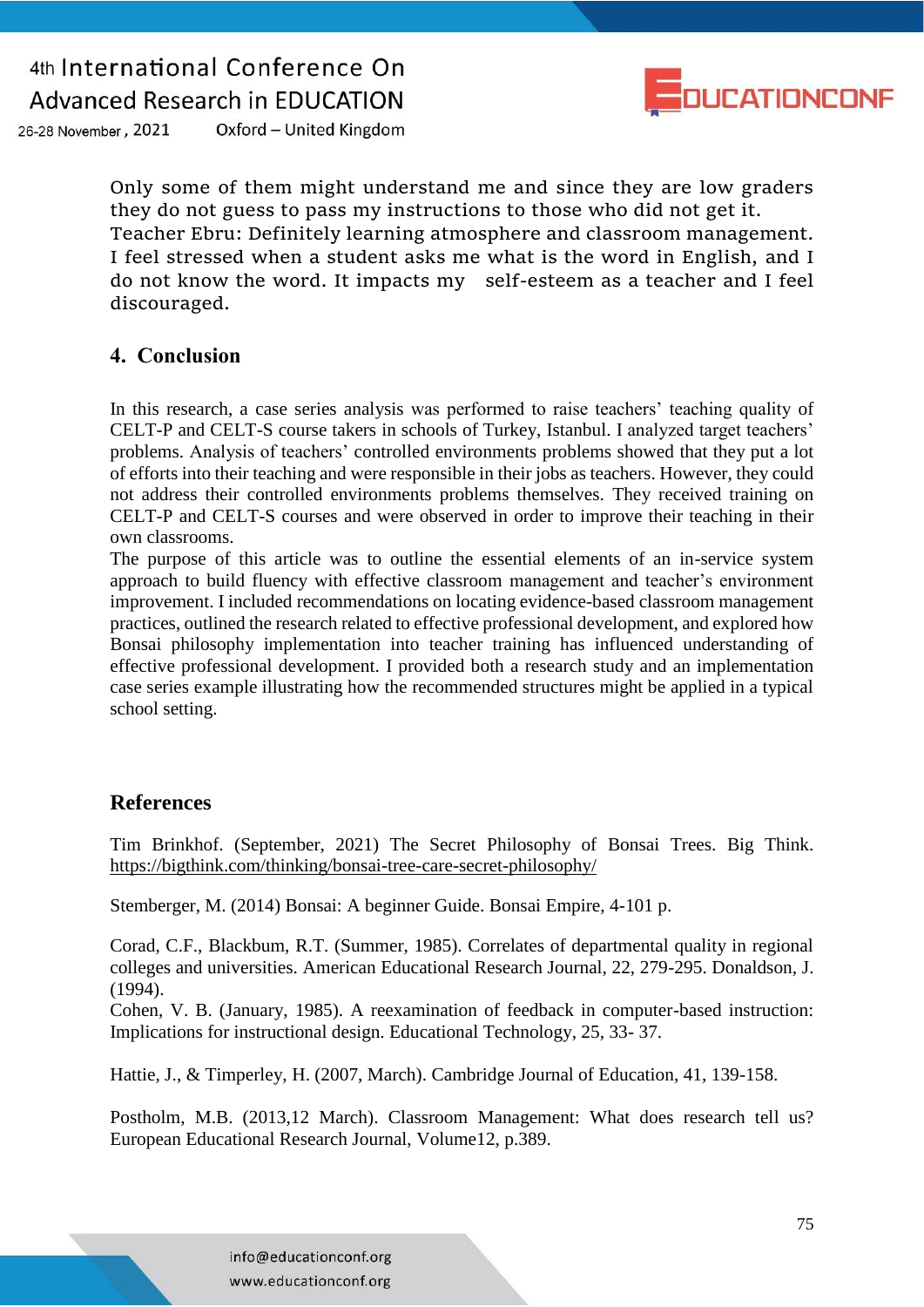Only some of them might understand me and since they are low graders they do not guess to pass my instructions to those who did not get it.
Teacher Ebru: Definitely learning atmosphere and classroom management. I feel stressed when a student asks me what is the word in English, and I do not know the word. It impacts my self-esteem as a teacher and I feel discouraged.

## 4. Conclusion

In this research, a case series analysis was performed to raise teachers' teaching quality of CELT-P and CELT-S course takers in schools of Turkey, Istanbul. I analyzed target teachers' problems. Analysis of teachers' controlled environments problems showed that they put a lot of efforts into their teaching and were responsible in their jobs as teachers. However, they could not address their controlled environments problems themselves. They received training on CELT-P and CELT-S courses and were observed in order to improve their teaching in their own classrooms.
The purpose of this article was to outline the essential elements of an in-service system approach to build fluency with effective classroom management and teacher's environment improvement. I included recommendations on locating evidence-based classroom management practices, outlined the research related to effective professional development, and explored how Bonsai philosophy implementation into teacher training has influenced understanding of effective professional development. I provided both a research study and an implementation case series example illustrating how the recommended structures might be applied in a typical school setting.

## References

Tim Brinkhof. (September, 2021) The Secret Philosophy of Bonsai Trees. Big Think. https://bigthink.com/thinking/bonsai-tree-care-secret-philosophy/

Stemberger, M. (2014) Bonsai: A beginner Guide. Bonsai Empire, 4-101 p.

Corad, C.F., Blackbum, R.T. (Summer, 1985). Correlates of departmental quality in regional colleges and universities. American Educational Research Journal, 22, 279-295. Donaldson, J. (1994).
Cohen, V. B. (January, 1985). A reexamination of feedback in computer-based instruction: Implications for instructional design. Educational Technology, 25, 33- 37.

Hattie, J., & Timperley, H. (2007, March). Cambridge Journal of Education, 41, 139-158.

Postholm, M.B. (2013,12 March). Classroom Management: What does research tell us? European Educational Research Journal, Volume12, p.389.